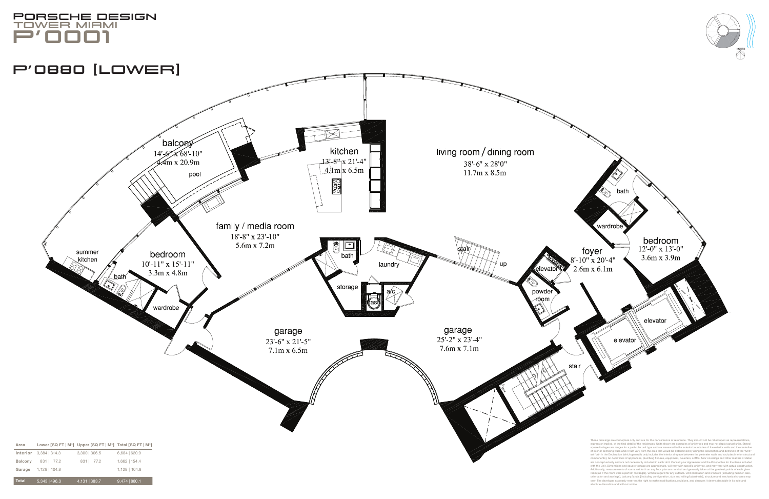# PORSCHE DESIGN TOWER MIAMI P'0001

## P'0880 [LOWER]

balcony
14'-6" x 68'-10"
4.4m x 20.9m

pool

kitchen
13'-8" x 21'-4"
4.1m x 6.5m

living room / dining room
38'-6" x 28'0"
11.7m x 8.5m

bath

wardrobe

bedroom
12'-0" x 13'-0"
3.6m x 3.9m

family / media room
18'-8" x 23'-10"
5.6m x 7.2m

summer kitchen

bedroom
10'-11" x 15'-11"
3.3m x 4.8m

bath

wardrobe

bath

laundry

storage

trash

a/c

stair

up

foyer
8'-10" x 20'-4"
2.6m x 6.1m

elevator

powder room

elevator

elevator

garage
23'-6" x 21'-5"
7.1m x 6.5m

garage
25'-2" x 23'-4"
7.6m x 7.1m

stair

NORTH

| Area | Lower [SQ FT \| M²] | Upper [SQ FT \| M²] | Total [SQ FT \| M²] |
|---|---|---|---|
| Interior | 3,384 \| 314.3 | 3,300 \| 306.5 | 6,684 \| 620.9 |
| Balcony | 831 \| 77.2 | 831 \| 77.2 | 1,662 \| 154.4 |
| Garage | 1,128 \| 104.8 | | 1,128 \| 104.8 |
| **Total** | 5,343 \| 496.3 | 4,131 \| 383.7 | 9,474 \| 880.1 |

These drawings are conceptual only and are for the convenience of reference. They should not be relied upon as representations, express or implied, of the final detail of the residences. Units shown are examples of unit types and may not depict actual units. Stated square footages are ranges for a particular unit type and are measured to the exterior boundaries of the exterior walls and the centerline of interior demising walls and in fact vary from the area that would be determined by using the description and definition of the "unit" set forth in the Declaration (which generally only includes the interior airspace between the perimeter walls and excludes interior structural components). All depictions of appliances, plumbing fixtures, equipment, counters, soffits, floor coverings and other matters of detail are conceptual only and are not necessarily included in each Unit. Consult your Agreement and the Prospectus for the items included with the Unit. Dimensions and square footage are approximate, will vary with specific unit type, and may vary with actual construction. Additionally, measurements of rooms set forth on any floor plan are nominal and generally taken at the greatest points of each given room (as if the room were a perfect rectangle), without regard for any cutouts. Unit orientation and windows (including number, size, orientation and awnings), balcony/terrace (including configuration, size and railing/balustrade), structure and mechanical chases may vary. The developer expressly reserves the right to make modifications, revisions, and changes it deems desirable in its sole and absolute discretion and without notice.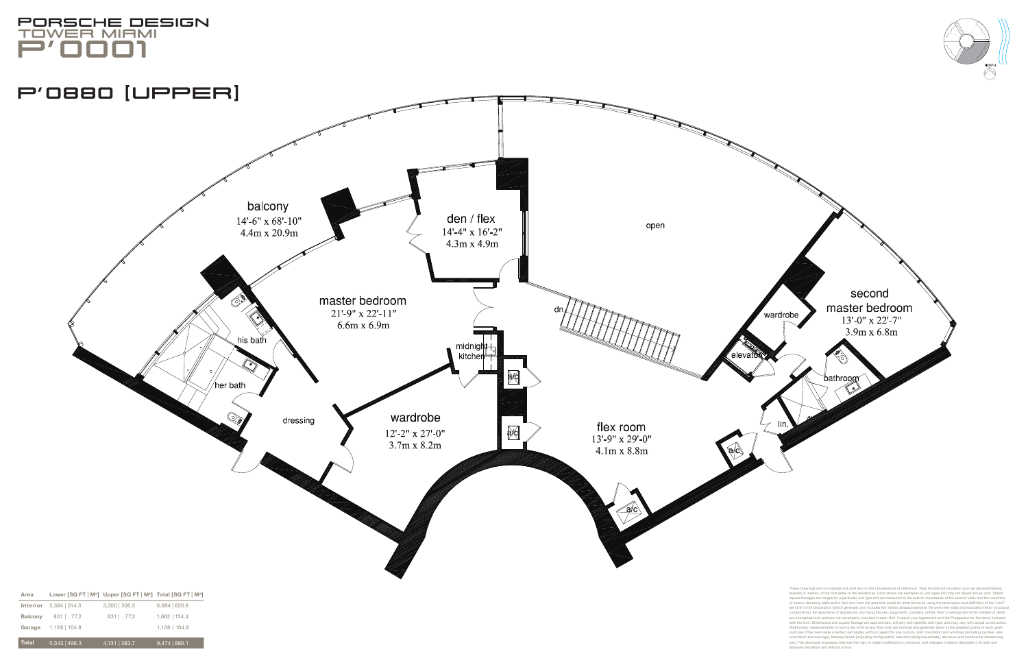# PORSCHE DESIGN TOWER MIAMI P'0001

## P'0880 [UPPER]

balcony
14'-6" x 68'-10"
4.4m x 20.9m

den / flex
14'-4" x 16'-2"
4.3m x 4.9m

open

master bedroom
21'-9" x 22'-11"
6.6m x 6.9m

his bath

her bath

dressing

midnight kitchen

dn

wardrobe
12'-2" x 27'-0"
3.7m x 8.2m

a/c

a/c

flex room
13'-9" x 29'-0"
4.1m x 8.8m

a/c

a/c

second master bedroom
13'-0" x 22'-7"
3.9m x 6.8m

wardrobe

elevator

bathroom

lin.

NORTH

| Area | Lower [SQ FT \| M²] | Upper [SQ FT \| M²] | Total [SQ FT \| M²] |
|---|---|---|---|
| Interior | 3,384 \| 314.3 | 3,300 \| 306.5 | 6,684 \| 620.9 |
| Balcony | 831 \| 77.2 | 831 \| 77.2 | 1,662 \| 154.4 |
| Garage | 1,128 \| 104.8 | | 1,128 \| 104.8 |
| Total | 5,343 \| 496.3 | 4,131 \| 383.7 | 9,474 \| 880.1 |

These drawings are conceptual only and are for the convenience of reference. They should not be relied upon as representations, express or implied, of the final detail of the residences. Units shown are examples of unit types and may not depict actual units. Stated square footages are ranges for a particular unit type and are measured to the exterior boundaries of the exterior walls and the centerline of interior demising walls and in fact vary from the area that would be determined by using the description and definition of the "unit" set forth in the Declaration (which generally only includes the interior airspace between the perimeter walls and excludes interior structural components). All depictions of appliances, plumbing fixtures, equipment, counters, soffits, floor coverings and other matters of detail are conceptual only and are not necessarily included in each Unit. Consult your Agreement and the Prospectus for the items included with the Unit. Dimensions and square footage are approximate, will vary with specific unit type, and may vary with actual construction. Additionally, measurements of rooms set forth on any floor plan are nominal and generally taken at the greatest points of each given room (as if the room were a perfect rectangle), without regard for any cutouts. Unit orientation and windows (including number, size, orientation and awnings), balcony/terrace (including configuration, size and railing/balustrade), structure and mechanical chases may vary. The developer expressly reserves the right to make modifications, revisions, and changes it deems desirable in its sole and absolute discretion and without notice.